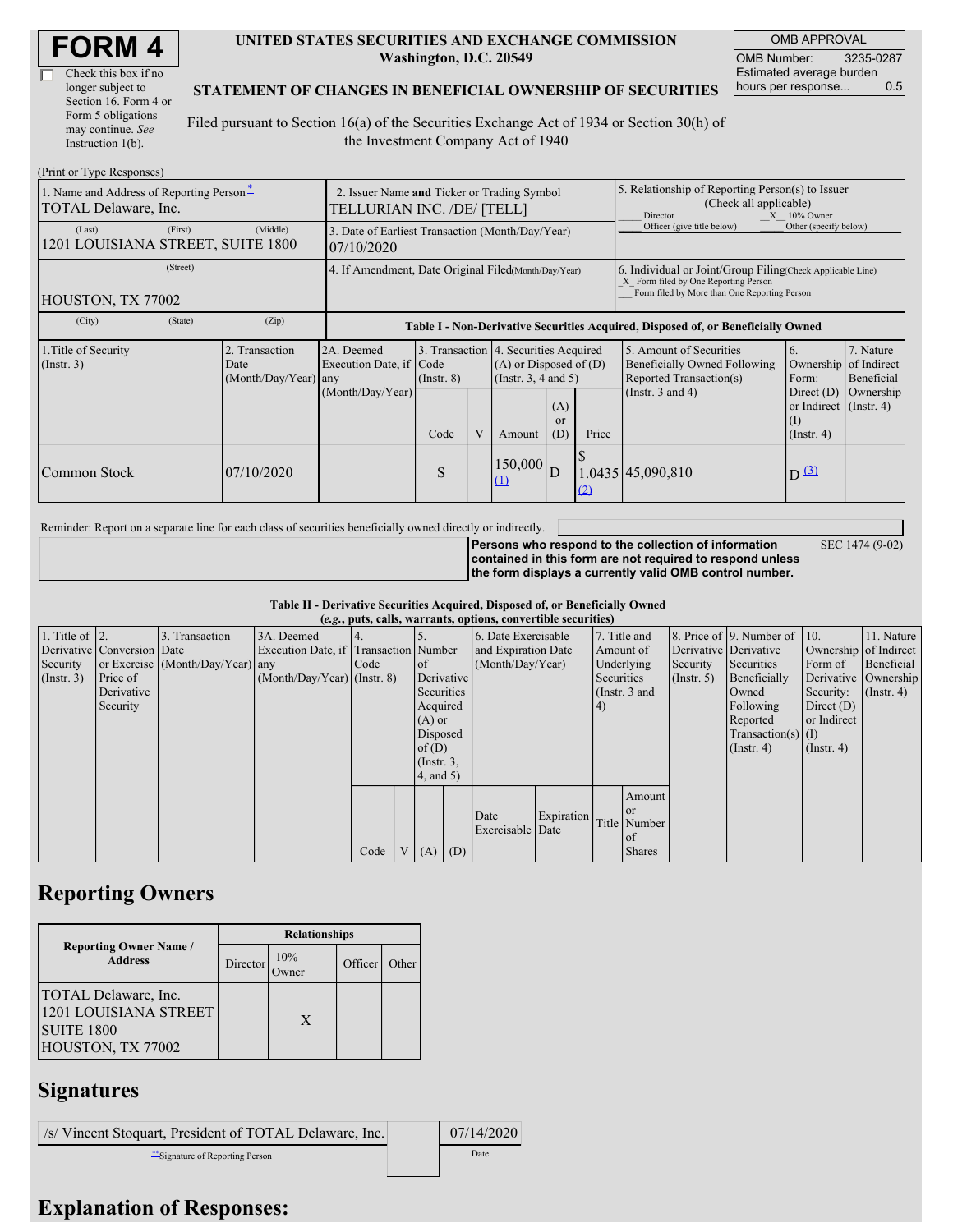# FORM 4

☐ Check this box if no longer subject to Section 16. Form 4 or Form 5 obligations may continue. *See* Instruction 1(b).

**UNITED STATES SECURITIES AND EXCHANGE COMMISSION**
**Washington, D.C. 20549**

**STATEMENT OF CHANGES IN BENEFICIAL OWNERSHIP OF SECURITIES**

Filed pursuant to Section 16(a) of the Securities Exchange Act of 1934 or Section 30(h) of the Investment Company Act of 1940

| OMB APPROVAL | |
|---|---|
| OMB Number: | 3235-0287 |
| Estimated average burden hours per response... | 0.5 |

(Print or Type Responses)

| 1. Name and Address of Reporting Person* | 2. Issuer Name **and** Ticker or Trading Symbol | 5. Relationship of Reporting Person(s) to Issuer (Check all applicable) |
|---|---|---|
| TOTAL Delaware, Inc. | TELLURIAN INC. /DE/ [TELL] | ___ Director _X_ 10% Owner ___ Officer (give title below) ___ Other (specify below) |
| (Last) (First) (Middle) 1201 LOUISIANA STREET, SUITE 1800 | 3. Date of Earliest Transaction (Month/Day/Year) 07/10/2020 | |
| (Street) HOUSTON, TX 77002 | 4. If Amendment, Date Original Filed (Month/Day/Year) | 6. Individual or Joint/Group Filing (Check Applicable Line) _X_ Form filed by One Reporting Person ___ Form filed by More than One Reporting Person |
| (City) (State) (Zip) | | |

**Table I - Non-Derivative Securities Acquired, Disposed of, or Beneficially Owned**

| 1.Title of Security (Instr. 3) | 2. Transaction Date (Month/Day/Year) | 2A. Deemed Execution Date, if any (Month/Day/Year) | 3. Transaction Code (Instr. 8) Code | V | 4. Securities Acquired (A) or Disposed of (D) (Instr. 3, 4 and 5) Amount | (A) or (D) | Price | 5. Amount of Securities Beneficially Owned Following Reported Transaction(s) (Instr. 3 and 4) | 6. Ownership Form: Direct (D) or Indirect (I) (Instr. 4) | 7. Nature of Indirect Beneficial Ownership (Instr. 4) |
|---|---|---|---|---|---|---|---|---|---|---|
| Common Stock | 07/10/2020 | | S | | 150,000 (1) | D | $ 1.0435 (2) | 45,090,810 | D (3) | |

Reminder: Report on a separate line for each class of securities beneficially owned directly or indirectly.

**Persons who respond to the collection of information contained in this form are not required to respond unless the form displays a currently valid OMB control number.** SEC 1474 (9-02)

**Table II - Derivative Securities Acquired, Disposed of, or Beneficially Owned**
***(e.g., puts, calls, warrants, options, convertible securities)***

| 1. Title of Derivative Security (Instr. 3) | 2. Conversion or Exercise Price of Derivative Security | 3. Transaction Date (Month/Day/Year) | 3A. Deemed Execution Date, if any (Month/Day/Year) | 4. Transaction Code (Instr. 8) Code | V | 5. Number of Derivative Securities Acquired (A) or Disposed of (D) (Instr. 3, 4, and 5) (A) | (D) | 6. Date Exercisable and Expiration Date (Month/Day/Year) Date Exercisable | Expiration Date | 7. Title and Amount of Underlying Securities (Instr. 3 and 4) Title | Amount or Number of Shares | 8. Price of Derivative Security (Instr. 5) | 9. Number of Derivative Securities Beneficially Owned Following Reported Transaction(s) (Instr. 4) | 10. Ownership Form of Derivative Security: Direct (D) or Indirect (I) (Instr. 4) | 11. Nature of Indirect Beneficial Ownership (Instr. 4) |
|---|---|---|---|---|---|---|---|---|---|---|---|---|---|---|---|

## Reporting Owners

| Reporting Owner Name / Address | Director | 10% Owner | Officer | Other |
|---|---|---|---|---|
| TOTAL Delaware, Inc. 1201 LOUISIANA STREET SUITE 1800 HOUSTON, TX 77002 | | X | | |

## Signatures

| /s/ Vincent Stoquart, President of TOTAL Delaware, Inc. | 07/14/2020 |
|---|---|
| **Signature of Reporting Person | Date |

## Explanation of Responses: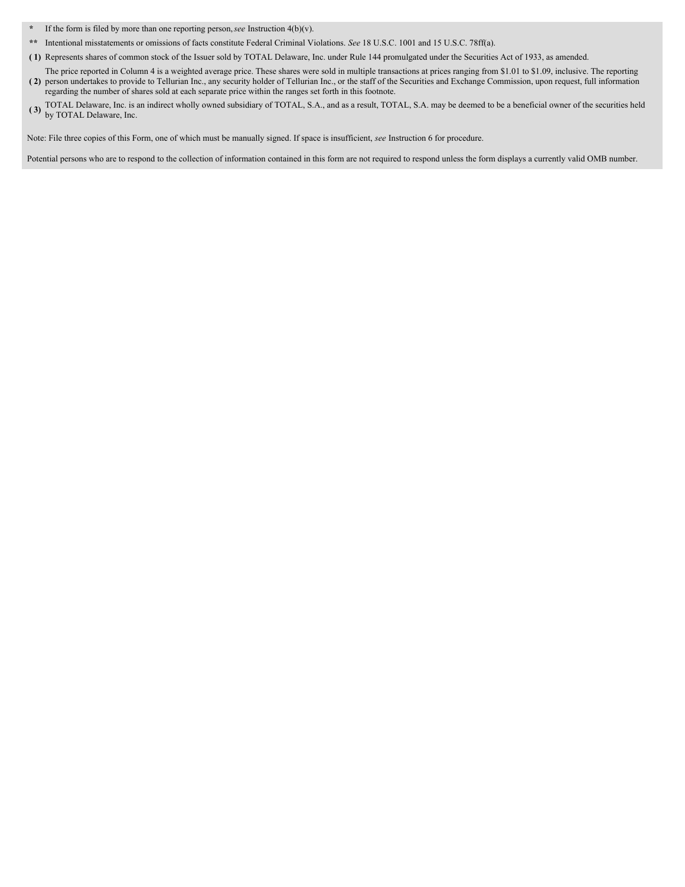\* If the form is filed by more than one reporting person, *see* Instruction 4(b)(v).

\*\* Intentional misstatements or omissions of facts constitute Federal Criminal Violations. *See* 18 U.S.C. 1001 and 15 U.S.C. 78ff(a).

**( 1)** Represents shares of common stock of the Issuer sold by TOTAL Delaware, Inc. under Rule 144 promulgated under the Securities Act of 1933, as amended.

**( 2)** The price reported in Column 4 is a weighted average price. These shares were sold in multiple transactions at prices ranging from $1.01 to $1.09, inclusive. The reporting person undertakes to provide to Tellurian Inc., any security holder of Tellurian Inc., or the staff of the Securities and Exchange Commission, upon request, full information regarding the number of shares sold at each separate price within the ranges set forth in this footnote.

**( 3)** TOTAL Delaware, Inc. is an indirect wholly owned subsidiary of TOTAL, S.A., and as a result, TOTAL, S.A. may be deemed to be a beneficial owner of the securities held by TOTAL Delaware, Inc.

Note: File three copies of this Form, one of which must be manually signed. If space is insufficient, *see* Instruction 6 for procedure.

Potential persons who are to respond to the collection of information contained in this form are not required to respond unless the form displays a currently valid OMB number.